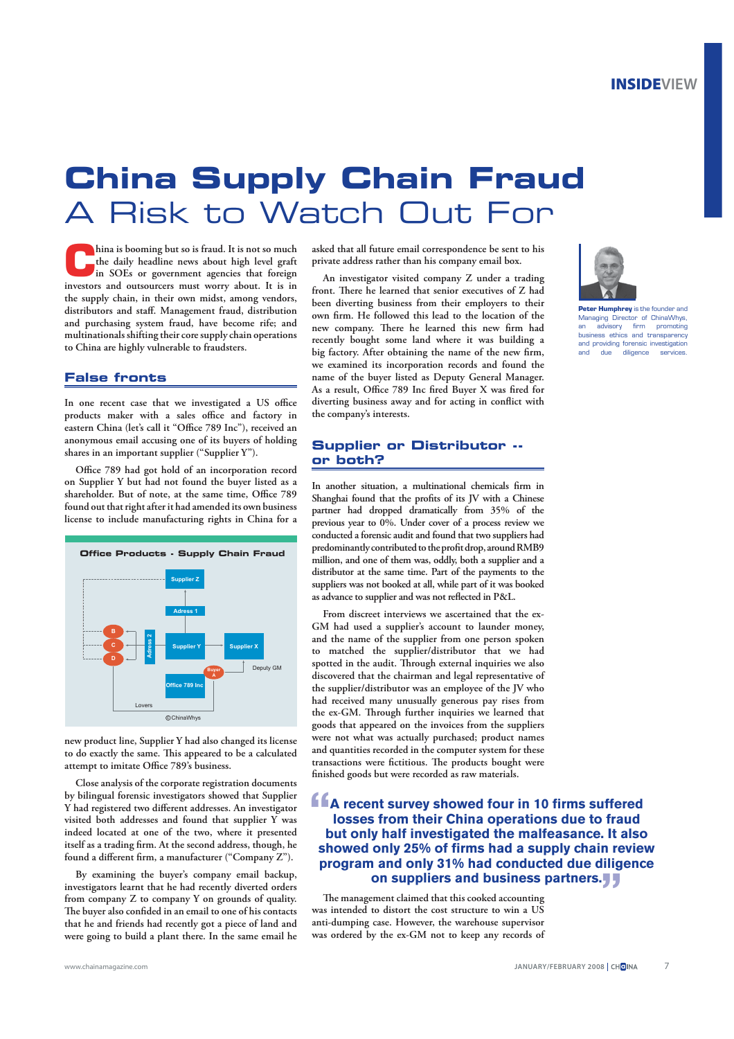# China Supply Chain Fraud
## A Risk to Watch Out For

China is booming but so is fraud. It is not so much the daily headline news about high level graft in SOEs or government agencies that foreign investors and outsourcers must worry about. It is in the supply chain, in their own midst, among vendors, distributors and staff. Management fraud, distribution and purchasing system fraud, have become rife; and multinationals shifting their core supply chain operations to China are highly vulnerable to fraudsters.

### False fronts

In one recent case that we investigated a US office products maker with a sales office and factory in eastern China (let's call it "Office 789 Inc"), received an anonymous email accusing one of its buyers of holding shares in an important supplier ("Supplier Y").

Office 789 had got hold of an incorporation record on Supplier Y but had not found the buyer listed as a shareholder. But of note, at the same time, Office 789 found out that right after it had amended its own business license to include manufacturing rights in China for a new product line, Supplier Y had also changed its license to do exactly the same. This appeared to be a calculated attempt to imitate Office 789's business.

**Office Products - Supply Chain Fraud**

Supplier Z · Adress 1 · Adress 2 · B · C · D · Supplier Y · Supplier X · Buyer A · Deputy GM · Office 789 Inc · Lovers

©ChinaWhys

Close analysis of the corporate registration documents by bilingual forensic investigators showed that Supplier Y had registered two different addresses. An investigator visited both addresses and found that supplier Y was indeed located at one of the two, where it presented itself as a trading firm. At the second address, though, he found a different firm, a manufacturer ("Company Z").

By examining the buyer's company email backup, investigators learnt that he had recently diverted orders from company Z to company Y on grounds of quality. The buyer also confided in an email to one of his contacts that he and friends had recently got a piece of land and were going to build a plant there. In the same email he asked that all future email correspondence be sent to his private address rather than his company email box.

An investigator visited company Z under a trading front. There he learned that senior executives of Z had been diverting business from their employers to their own firm. He followed this lead to the location of the new company. There he learned this new firm had recently bought some land where it was building a big factory. After obtaining the name of the new firm, we examined its incorporation records and found the name of the buyer listed as Deputy General Manager. As a result, Office 789 Inc fired Buyer X was fired for diverting business away and for acting in conflict with the company's interests.

### Supplier or Distributor -- or both?

In another situation, a multinational chemicals firm in Shanghai found that the profits of its JV with a Chinese partner had dropped dramatically from 35% of the previous year to 0%. Under cover of a process review we conducted a forensic audit and found that two suppliers had predominantly contributed to the profit drop, around RMB9 million, and one of them was, oddly, both a supplier and a distributor at the same time. Part of the payments to the suppliers was not booked at all, while part of it was booked as advance to supplier and was not reflected in P&L.

From discreet interviews we ascertained that the ex-GM had used a supplier's account to launder money, and the name of the supplier from one person spoken to matched the supplier/distributor that we had spotted in the audit. Through external inquiries we also discovered that the chairman and legal representative of the supplier/distributor was an employee of the JV who had received many unusually generous pay rises from the ex-GM. Through further inquiries we learned that goods that appeared on the invoices from the suppliers were not what was actually purchased; product names and quantities recorded in the computer system for these transactions were fictitious. The products bought were finished goods but were recorded as raw materials.

> **"A recent survey showed four in 10 firms suffered losses from their China operations due to fraud but only half investigated the malfeasance. It also showed only 25% of firms had a supply chain review program and only 31% had conducted due diligence on suppliers and business partners."**

The management claimed that this cooked accounting was intended to distort the cost structure to win a US anti-dumping case. However, the warehouse supervisor was ordered by the ex-GM not to keep any records of

**Peter Humphrey** is the founder and Managing Director of ChinaWhys, an advisory firm promoting business ethics and transparency and providing forensic investigation and due diligence services.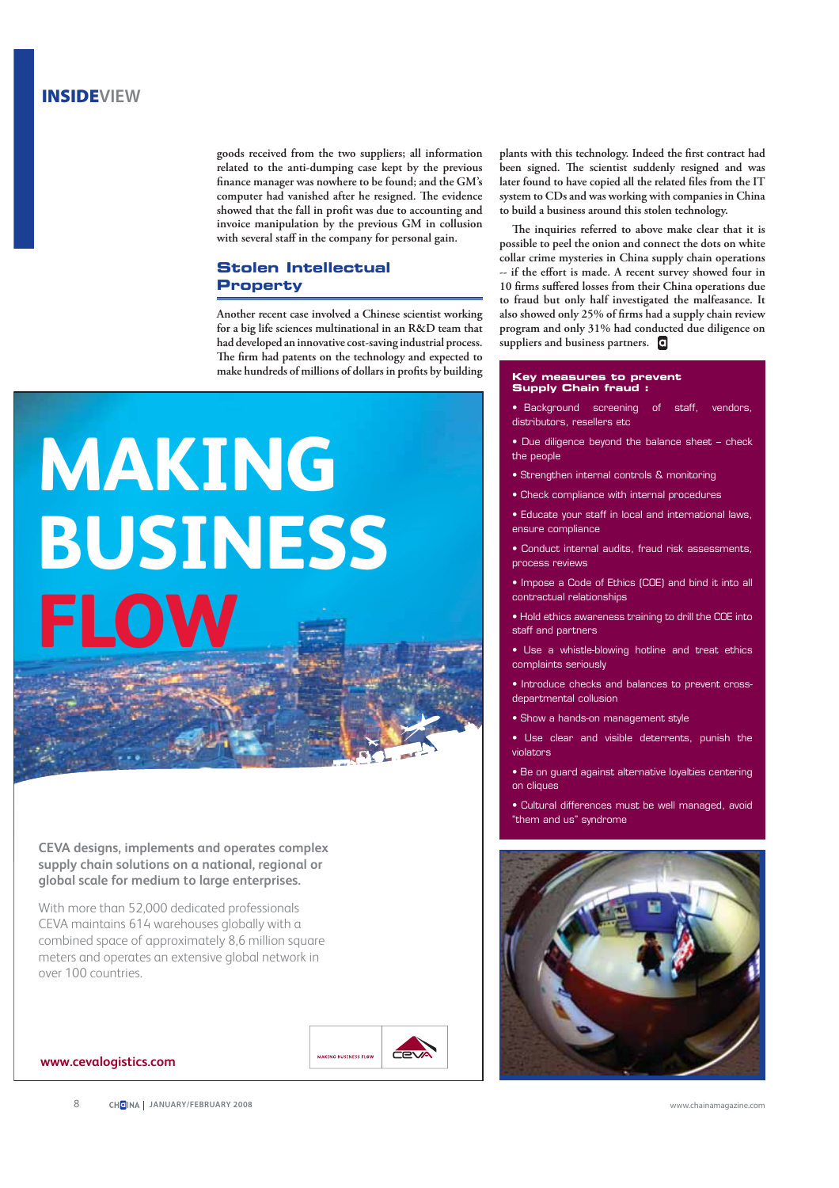goods received from the two suppliers; all information related to the anti-dumping case kept by the previous finance manager was nowhere to be found; and the GM's computer had vanished after he resigned. The evidence showed that the fall in profit was due to accounting and invoice manipulation by the previous GM in collusion with several staff in the company for personal gain.

## Stolen Intellectual Property

Another recent case involved a Chinese scientist working for a big life sciences multinational in an R&D team that had developed an innovative cost-saving industrial process. The firm had patents on the technology and expected to make hundreds of millions of dollars in profits by building plants with this technology. Indeed the first contract had been signed. The scientist suddenly resigned and was later found to have copied all the related files from the IT system to CDs and was working with companies in China to build a business around this stolen technology.

The inquiries referred to above make clear that it is possible to peel the onion and connect the dots on white collar crime mysteries in China supply chain operations -- if the effort is made. A recent survey showed four in 10 firms suffered losses from their China operations due to fraud but only half investigated the malfeasance. It also showed only 25% of firms had a supply chain review program and only 31% had conducted due diligence on suppliers and business partners.

### Key measures to prevent Supply Chain fraud :

- Background screening of staff, vendors, distributors, resellers etc
- Due diligence beyond the balance sheet – check the people
- Strengthen internal controls & monitoring
- Check compliance with internal procedures
- Educate your staff in local and international laws, ensure compliance
- Conduct internal audits, fraud risk assessments, process reviews
- Impose a Code of Ethics (COE) and bind it into all contractual relationships
- Hold ethics awareness training to drill the COE into staff and partners
- Use a whistle-blowing hotline and treat ethics complaints seriously
- Introduce checks and balances to prevent cross-departmental collusion
- Show a hands-on management style
- Use clear and visible deterrents, punish the violators
- Be on guard against alternative loyalties centering on cliques
- Cultural differences must be well managed, avoid "them and us" syndrome

MAKING BUSINESS FLOW

CEVA designs, implements and operates complex supply chain solutions on a national, regional or global scale for medium to large enterprises.

With more than 52,000 dedicated professionals CEVA maintains 614 warehouses globally with a combined space of approximately 8,6 million square meters and operates an extensive global network in over 100 countries.

www.cevalogistics.com